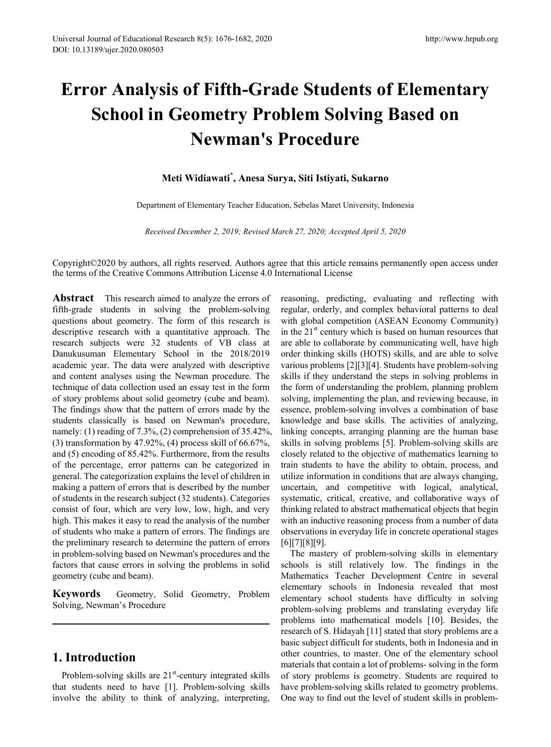# Error Analysis of Fifth-Grade Students of Elementary School in Geometry Problem Solving Based on Newman's Procedure

**Meti Widiawati*, Anesa Surya, Siti Istiyati, Sukarno**

Department of Elementary Teacher Education, Sebelas Maret University, Indonesia

*Received December 2, 2019; Revised March 27, 2020; Accepted April 5, 2020*

Copyright©2020 by authors, all rights reserved. Authors agree that this article remains permanently open access under the terms of the Creative Commons Attribution License 4.0 International License

**Abstract** This research aimed to analyze the errors of fifth-grade students in solving the problem-solving questions about geometry. The form of this research is descriptive research with a quantitative approach. The research subjects were 32 students of VB class at Danukusuman Elementary School in the 2018/2019 academic year. The data were analyzed with descriptive and content analyses using the Newman procedure. The technique of data collection used an essay test in the form of story problems about solid geometry (cube and beam). The findings show that the pattern of errors made by the students classically is based on Newman's procedure, namely: (1) reading of 7.3%, (2) comprehension of 35.42%, (3) transformation by 47.92%, (4) process skill of 66.67%, and (5) encoding of 85.42%. Furthermore, from the results of the percentage, error patterns can be categorized in general. The categorization explains the level of children in making a pattern of errors that is described by the number of students in the research subject (32 students). Categories consist of four, which are very low, low, high, and very high. This makes it easy to read the analysis of the number of students who make a pattern of errors. The findings are the preliminary research to determine the pattern of errors in problem-solving based on Newman's procedures and the factors that cause errors in solving the problems in solid geometry (cube and beam).

**Keywords** Geometry, Solid Geometry, Problem Solving, Newman's Procedure

## 1. Introduction

Problem-solving skills are 21st-century integrated skills that students need to have [1]. Problem-solving skills involve the ability to think of analyzing, interpreting, reasoning, predicting, evaluating and reflecting with regular, orderly, and complex behavioral patterns to deal with global competition (ASEAN Economy Community) in the 21st century which is based on human resources that are able to collaborate by communicating well, have high order thinking skills (HOTS) skills, and are able to solve various problems [2][3][4]. Students have problem-solving skills if they understand the steps in solving problems in the form of understanding the problem, planning problem solving, implementing the plan, and reviewing because, in essence, problem-solving involves a combination of base knowledge and base skills. The activities of analyzing, linking concepts, arranging planning are the human base skills in solving problems [5]. Problem-solving skills are closely related to the objective of mathematics learning to train students to have the ability to obtain, process, and utilize information in conditions that are always changing, uncertain, and competitive with logical, analytical, systematic, critical, creative, and collaborative ways of thinking related to abstract mathematical objects that begin with an inductive reasoning process from a number of data observations in everyday life in concrete operational stages [6][7][8][9].

The mastery of problem-solving skills in elementary schools is still relatively low. The findings in the Mathematics Teacher Development Centre in several elementary schools in Indonesia revealed that most elementary school students have difficulty in solving problem-solving problems and translating everyday life problems into mathematical models [10]. Besides, the research of S. Hidayah [11] stated that story problems are a basic subject difficult for students, both in Indonesia and in other countries, to master. One of the elementary school materials that contain a lot of problems- solving in the form of story problems is geometry. Students are required to have problem-solving skills related to geometry problems. One way to find out the level of student skills in problem-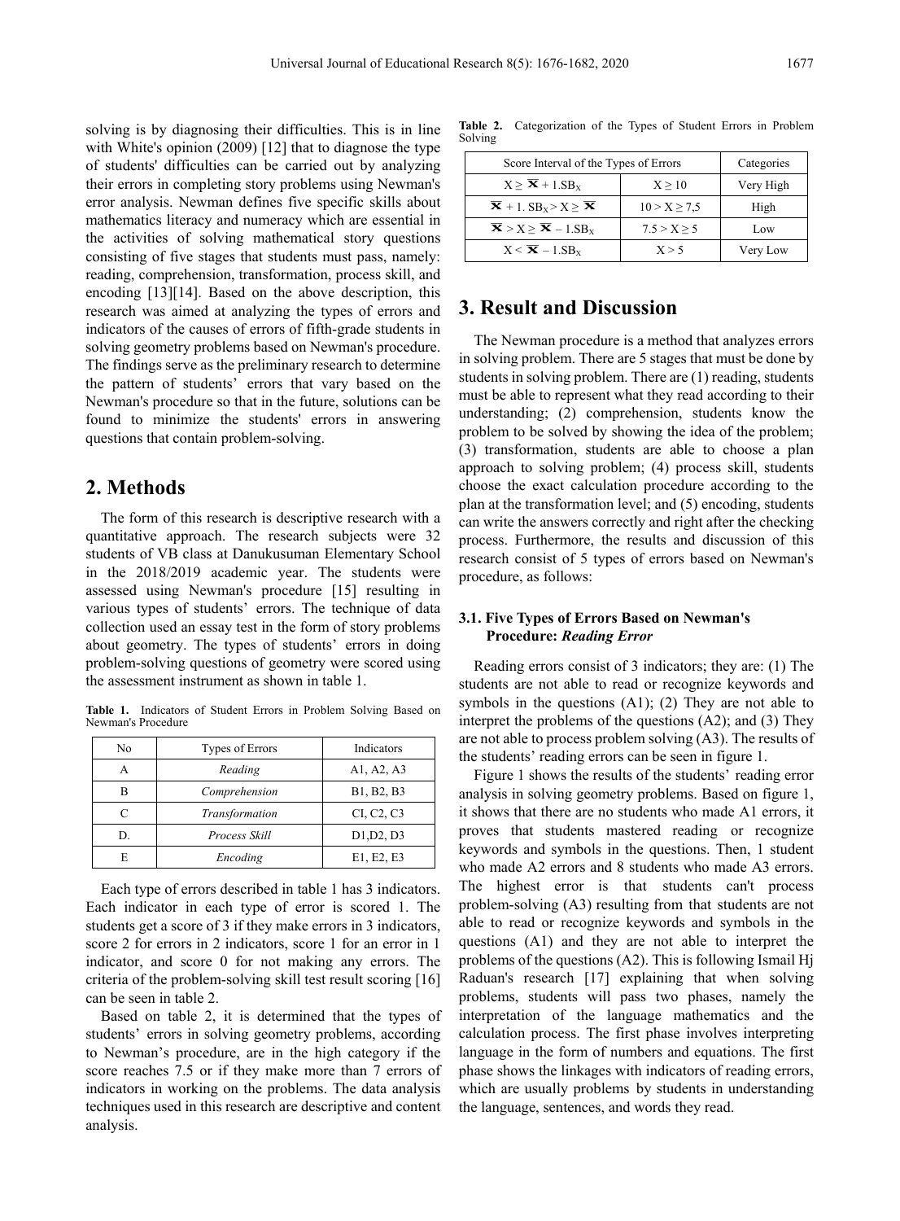solving is by diagnosing their difficulties. This is in line with White's opinion (2009) [12] that to diagnose the type of students' difficulties can be carried out by analyzing their errors in completing story problems using Newman's error analysis. Newman defines five specific skills about mathematics literacy and numeracy which are essential in the activities of solving mathematical story questions consisting of five stages that students must pass, namely: reading, comprehension, transformation, process skill, and encoding [13][14]. Based on the above description, this research was aimed at analyzing the types of errors and indicators of the causes of errors of fifth-grade students in solving geometry problems based on Newman's procedure. The findings serve as the preliminary research to determine the pattern of students' errors that vary based on the Newman's procedure so that in the future, solutions can be found to minimize the students' errors in answering questions that contain problem-solving.

## 2. Methods

The form of this research is descriptive research with a quantitative approach. The research subjects were 32 students of VB class at Danukusuman Elementary School in the 2018/2019 academic year. The students were assessed using Newman's procedure [15] resulting in various types of students' errors. The technique of data collection used an essay test in the form of story problems about geometry. The types of students' errors in doing problem-solving questions of geometry were scored using the assessment instrument as shown in table 1.

**Table 1.** Indicators of Student Errors in Problem Solving Based on Newman's Procedure

| No | Types of Errors | Indicators |
|---|---|---|
| A | *Reading* | A1, A2, A3 |
| B | *Comprehension* | B1, B2, B3 |
| C | *Transformation* | CI, C2, C3 |
| D. | *Process Skill* | D1,D2, D3 |
| E | *Encoding* | E1, E2, E3 |

Each type of errors described in table 1 has 3 indicators. Each indicator in each type of error is scored 1. The students get a score of 3 if they make errors in 3 indicators, score 2 for errors in 2 indicators, score 1 for an error in 1 indicator, and score 0 for not making any errors. The criteria of the problem-solving skill test result scoring [16] can be seen in table 2.

Based on table 2, it is determined that the types of students' errors in solving geometry problems, according to Newman's procedure, are in the high category if the score reaches 7.5 or if they make more than 7 errors of indicators in working on the problems. The data analysis techniques used in this research are descriptive and content analysis.

**Table 2.** Categorization of the Types of Student Errors in Problem Solving

| Score Interval of the Types of Errors | | Categories |
|---|---|---|
| $X \geq \bar{X} + 1.SB_X$ | $X \geq 10$ | Very High |
| $\bar{X} + 1.\ SB_X > X \geq \bar{X}$ | $10 > X \geq 7{,}5$ | High |
| $\bar{X} > X \geq \bar{X} - 1.SB_X$ | $7.5 > X \geq 5$ | Low |
| $X < \bar{X} - 1.SB_X$ | $X > 5$ | Very Low |

## 3. Result and Discussion

The Newman procedure is a method that analyzes errors in solving problem. There are 5 stages that must be done by students in solving problem. There are (1) reading, students must be able to represent what they read according to their understanding; (2) comprehension, students know the problem to be solved by showing the idea of the problem; (3) transformation, students are able to choose a plan approach to solving problem; (4) process skill, students choose the exact calculation procedure according to the plan at the transformation level; and (5) encoding, students can write the answers correctly and right after the checking process. Furthermore, the results and discussion of this research consist of 5 types of errors based on Newman's procedure, as follows:

### 3.1. Five Types of Errors Based on Newman's Procedure: *Reading Error*

Reading errors consist of 3 indicators; they are: (1) The students are not able to read or recognize keywords and symbols in the questions (A1); (2) They are not able to interpret the problems of the questions (A2); and (3) They are not able to process problem solving (A3). The results of the students' reading errors can be seen in figure 1.

Figure 1 shows the results of the students' reading error analysis in solving geometry problems. Based on figure 1, it shows that there are no students who made A1 errors, it proves that students mastered reading or recognize keywords and symbols in the questions. Then, 1 student who made A2 errors and 8 students who made A3 errors. The highest error is that students can't process problem-solving (A3) resulting from that students are not able to read or recognize keywords and symbols in the questions (A1) and they are not able to interpret the problems of the questions (A2). This is following Ismail Hj Raduan's research [17] explaining that when solving problems, students will pass two phases, namely the interpretation of the language mathematics and the calculation process. The first phase involves interpreting language in the form of numbers and equations. The first phase shows the linkages with indicators of reading errors, which are usually problems by students in understanding the language, sentences, and words they read.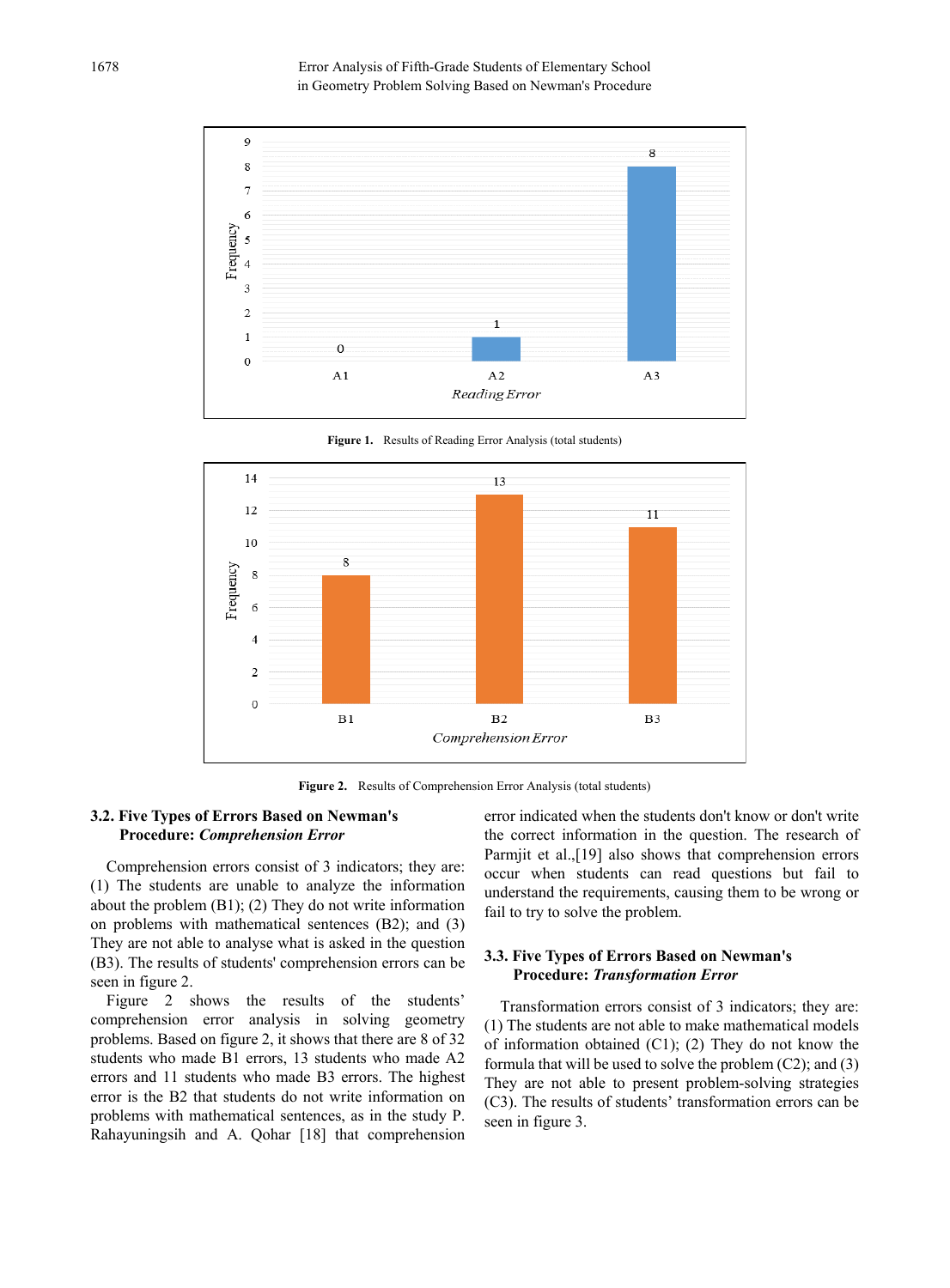9
8
7
6
5
4
3
2
1
0

Frequency

0
1
8

A1
A2
A3

*Reading Error*

**Figure 1.** Results of Reading Error Analysis (total students)

14
12
10
8
6
4
2
0

Frequency

8
13
11

B1
B2
B3

*Comprehension Error*

**Figure 2.** Results of Comprehension Error Analysis (total students)

### 3.2. Five Types of Errors Based on Newman's Procedure: *Comprehension Error*

Comprehension errors consist of 3 indicators; they are: (1) The students are unable to analyze the information about the problem (B1); (2) They do not write information on problems with mathematical sentences (B2); and (3) They are not able to analyse what is asked in the question (B3). The results of students' comprehension errors can be seen in figure 2.

Figure 2 shows the results of the students' comprehension error analysis in solving geometry problems. Based on figure 2, it shows that there are 8 of 32 students who made B1 errors, 13 students who made A2 errors and 11 students who made B3 errors. The highest error is the B2 that students do not write information on problems with mathematical sentences, as in the study P. Rahayuningsih and A. Qohar [18] that comprehension error indicated when the students don't know or don't write the correct information in the question. The research of Parmjit et al.,[19] also shows that comprehension errors occur when students can read questions but fail to understand the requirements, causing them to be wrong or fail to try to solve the problem.

### 3.3. Five Types of Errors Based on Newman's Procedure: *Transformation Error*

Transformation errors consist of 3 indicators; they are: (1) The students are not able to make mathematical models of information obtained (C1); (2) They do not know the formula that will be used to solve the problem (C2); and (3) They are not able to present problem-solving strategies (C3). The results of students' transformation errors can be seen in figure 3.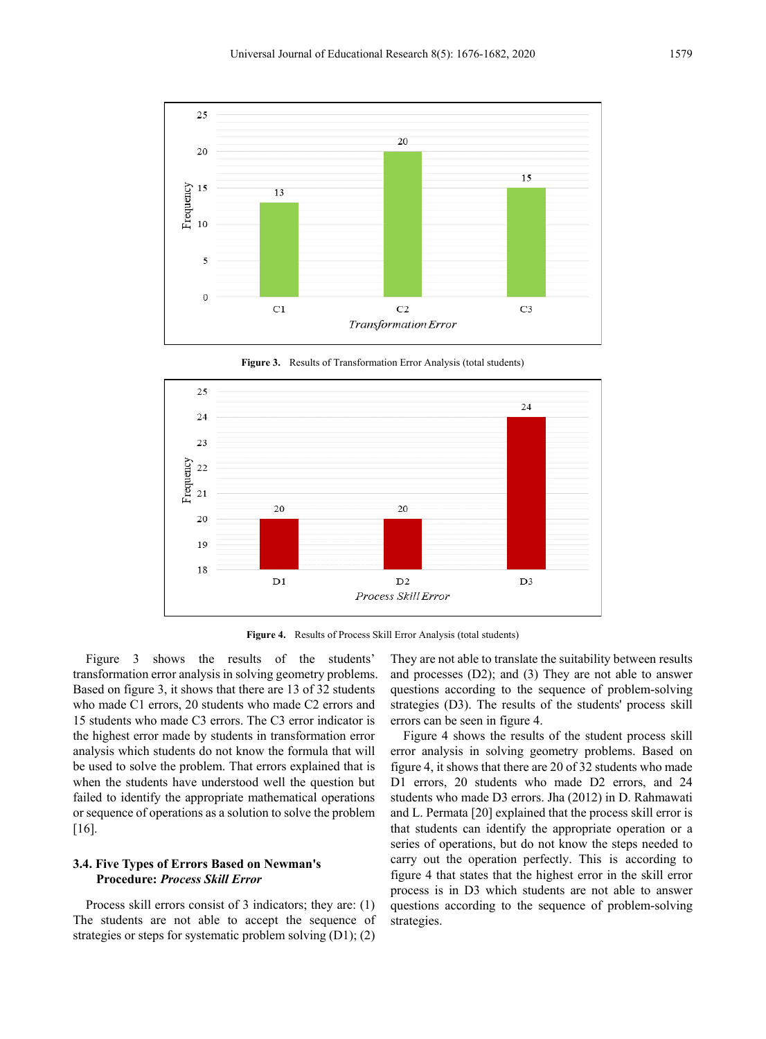25
20
15
10
5
0

Frequency

13
20
15

C1
C2
C3

*Transformation Error*

**Figure 3.** Results of Transformation Error Analysis (total students)

25
24
23
22
21
20
19
18

Frequency

20
20
24

D1
D2
D3

*Process Skill Error*

**Figure 4.** Results of Process Skill Error Analysis (total students)

Figure 3 shows the results of the students' transformation error analysis in solving geometry problems. Based on figure 3, it shows that there are 13 of 32 students who made C1 errors, 20 students who made C2 errors and 15 students who made C3 errors. The C3 error indicator is the highest error made by students in transformation error analysis which students do not know the formula that will be used to solve the problem. That errors explained that is when the students have understood well the question but failed to identify the appropriate mathematical operations or sequence of operations as a solution to solve the problem [16].

### 3.4. Five Types of Errors Based on Newman's Procedure: *Process Skill Error*

Process skill errors consist of 3 indicators; they are: (1) The students are not able to accept the sequence of strategies or steps for systematic problem solving (D1); (2) They are not able to translate the suitability between results and processes (D2); and (3) They are not able to answer questions according to the sequence of problem-solving strategies (D3). The results of the students' process skill errors can be seen in figure 4.

Figure 4 shows the results of the student process skill error analysis in solving geometry problems. Based on figure 4, it shows that there are 20 of 32 students who made D1 errors, 20 students who made D2 errors, and 24 students who made D3 errors. Jha (2012) in D. Rahmawati and L. Permata [20] explained that the process skill error is that students can identify the appropriate operation or a series of operations, but do not know the steps needed to carry out the operation perfectly. This is according to figure 4 that states that the highest error in the skill error process is in D3 which students are not able to answer questions according to the sequence of problem-solving strategies.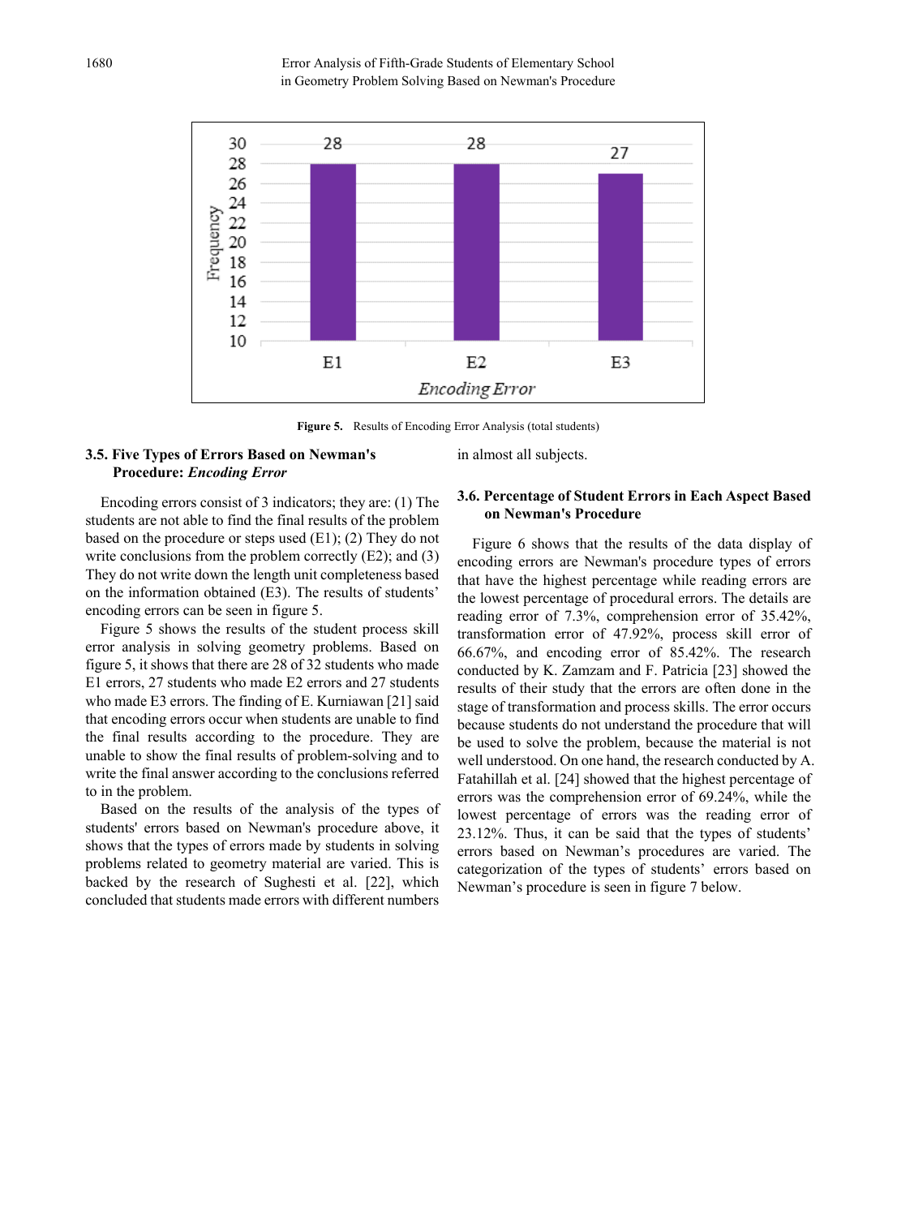30
28
26
24
22
20
18
16
14
12
10

Frequency

28 28 27

E1 E2 E3

*Encoding Error*

**Figure 5.** Results of Encoding Error Analysis (total students)

### 3.5. Five Types of Errors Based on Newman's Procedure: *Encoding Error*

Encoding errors consist of 3 indicators; they are: (1) The students are not able to find the final results of the problem based on the procedure or steps used (E1); (2) They do not write conclusions from the problem correctly (E2); and (3) They do not write down the length unit completeness based on the information obtained (E3). The results of students' encoding errors can be seen in figure 5.

Figure 5 shows the results of the student process skill error analysis in solving geometry problems. Based on figure 5, it shows that there are 28 of 32 students who made E1 errors, 27 students who made E2 errors and 27 students who made E3 errors. The finding of E. Kurniawan [21] said that encoding errors occur when students are unable to find the final results according to the procedure. They are unable to show the final results of problem-solving and to write the final answer according to the conclusions referred to in the problem.

Based on the results of the analysis of the types of students' errors based on Newman's procedure above, it shows that the types of errors made by students in solving problems related to geometry material are varied. This is backed by the research of Sughesti et al. [22], which concluded that students made errors with different numbers in almost all subjects.

### 3.6. Percentage of Student Errors in Each Aspect Based on Newman's Procedure

Figure 6 shows that the results of the data display of encoding errors are Newman's procedure types of errors that have the highest percentage while reading errors are the lowest percentage of procedural errors. The details are reading error of 7.3%, comprehension error of 35.42%, transformation error of 47.92%, process skill error of 66.67%, and encoding error of 85.42%. The research conducted by K. Zamzam and F. Patricia [23] showed the results of their study that the errors are often done in the stage of transformation and process skills. The error occurs because students do not understand the procedure that will be used to solve the problem, because the material is not well understood. On one hand, the research conducted by A. Fatahillah et al. [24] showed that the highest percentage of errors was the comprehension error of 69.24%, while the lowest percentage of errors was the reading error of 23.12%. Thus, it can be said that the types of students' errors based on Newman's procedures are varied. The categorization of the types of students' errors based on Newman's procedure is seen in figure 7 below.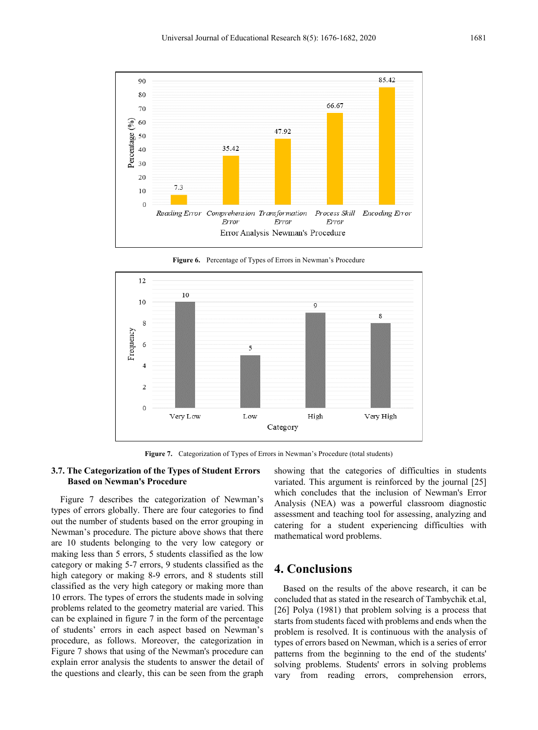90
80
70
60
50
40
30
20
10
0

Percentage (%)

7.3
35.42
47.92
66.67
85.42

Reading Error
Comprehension Error
Transformation Error
Process Skill Error
Encoding Error

Error Analysis Newman's Procedure

**Figure 6.** Percentage of Types of Errors in Newman's Procedure

12
10
8
6
4
2
0

Frequency

10
5
9
8

Very Low
Low
High
Very High

Category

**Figure 7.** Categorization of Types of Errors in Newman's Procedure (total students)

### 3.7. The Categorization of the Types of Student Errors Based on Newman's Procedure

Figure 7 describes the categorization of Newman's types of errors globally. There are four categories to find out the number of students based on the error grouping in Newman's procedure. The picture above shows that there are 10 students belonging to the very low category or making less than 5 errors, 5 students classified as the low category or making 5-7 errors, 9 students classified as the high category or making 8-9 errors, and 8 students still classified as the very high category or making more than 10 errors. The types of errors the students made in solving problems related to the geometry material are varied. This can be explained in figure 7 in the form of the percentage of students' errors in each aspect based on Newman's procedure, as follows. Moreover, the categorization in Figure 7 shows that using of the Newman's procedure can explain error analysis the students to answer the detail of the questions and clearly, this can be seen from the graph showing that the categories of difficulties in students variated. This argument is reinforced by the journal [25] which concludes that the inclusion of Newman's Error Analysis (NEA) was a powerful classroom diagnostic assessment and teaching tool for assessing, analyzing and catering for a student experiencing difficulties with mathematical word problems.

## 4. Conclusions

Based on the results of the above research, it can be concluded that as stated in the research of Tambychik et.al, [26] Polya (1981) that problem solving is a process that starts from students faced with problems and ends when the problem is resolved. It is continuous with the analysis of types of errors based on Newman, which is a series of error patterns from the beginning to the end of the students' solving problems. Students' errors in solving problems vary from reading errors, comprehension errors,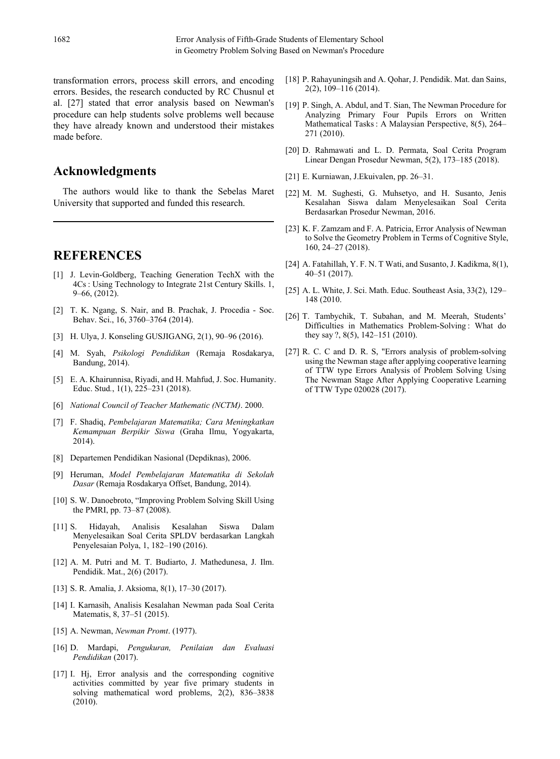transformation errors, process skill errors, and encoding errors. Besides, the research conducted by RC Chusnul et al. [27] stated that error analysis based on Newman's procedure can help students solve problems well because they have already known and understood their mistakes made before.

## Acknowledgments

The authors would like to thank the Sebelas Maret University that supported and funded this research.

## REFERENCES

[1] J. Levin-Goldberg, Teaching Generation TechX with the 4Cs : Using Technology to Integrate 21st Century Skills. 1, 9–66, (2012).

[2] T. K. Ngang, S. Nair, and B. Prachak, J. Procedia - Soc. Behav. Sci., 16, 3760–3764 (2014).

[3] H. Ulya, J. Konseling GUSJIGANG, 2(1), 90–96 (2016).

[4] M. Syah, *Psikologi Pendidikan* (Remaja Rosdakarya, Bandung, 2014).

[5] E. A. Khairunnisa, Riyadi, and H. Mahfud, J. Soc. Humanity. Educ. Stud., 1(1), 225–231 (2018).

[6] *National Council of Teacher Mathematic (NCTM)*. 2000.

[7] F. Shadiq, *Pembelajaran Matematika; Cara Meningkatkan Kemampuan Berpikir Siswa* (Graha Ilmu, Yogyakarta, 2014).

[8] Departemen Pendidikan Nasional (Depdiknas), 2006.

[9] Heruman, *Model Pembelajaran Matematika di Sekolah Dasar* (Remaja Rosdakarya Offset, Bandung, 2014).

[10] S. W. Danoebroto, "Improving Problem Solving Skill Using the PMRI, pp. 73–87 (2008).

[11] S. Hidayah, Analisis Kesalahan Siswa Dalam Menyelesaikan Soal Cerita SPLDV berdasarkan Langkah Penyelesaian Polya, 1, 182–190 (2016).

[12] A. M. Putri and M. T. Budiarto, J. Mathedunesa, J. Ilm. Pendidik. Mat., 2(6) (2017).

[13] S. R. Amalia, J. Aksioma, 8(1), 17–30 (2017).

[14] I. Karnasih, Analisis Kesalahan Newman pada Soal Cerita Matematis, 8, 37–51 (2015).

[15] A. Newman, *Newman Promt*. (1977).

[16] D. Mardapi, *Pengukuran, Penilaian dan Evaluasi Pendidikan* (2017).

[17] I. Hj, Error analysis and the corresponding cognitive activities committed by year five primary students in solving mathematical word problems, 2(2), 836–3838 (2010).

[18] P. Rahayuningsih and A. Qohar, J. Pendidik. Mat. dan Sains, 2(2), 109–116 (2014).

[19] P. Singh, A. Abdul, and T. Sian, The Newman Procedure for Analyzing Primary Four Pupils Errors on Written Mathematical Tasks : A Malaysian Perspective, 8(5), 264–271 (2010).

[20] D. Rahmawati and L. D. Permata, Soal Cerita Program Linear Dengan Prosedur Newman, 5(2), 173–185 (2018).

[21] E. Kurniawan, J.Ekuivalen, pp. 26–31.

[22] M. M. Sughesti, G. Muhsetyo, and H. Susanto, Jenis Kesalahan Siswa dalam Menyelesaikan Soal Cerita Berdasarkan Prosedur Newman, 2016.

[23] K. F. Zamzam and F. A. Patricia, Error Analysis of Newman to Solve the Geometry Problem in Terms of Cognitive Style, 160, 24–27 (2018).

[24] A. Fatahillah, Y. F. N. T Wati, and Susanto, J. Kadikma, 8(1), 40–51 (2017).

[25] A. L. White, J. Sci. Math. Educ. Southeast Asia, 33(2), 129–148 (2010.

[26] T. Tambychik, T. Subahan, and M. Meerah, Students' Difficulties in Mathematics Problem-Solving : What do they say ?, 8(5), 142–151 (2010).

[27] R. C. C and D. R. S, "Errors analysis of problem-solving using the Newman stage after applying cooperative learning of TTW type Errors Analysis of Problem Solving Using The Newman Stage After Applying Cooperative Learning of TTW Type 020028 (2017).